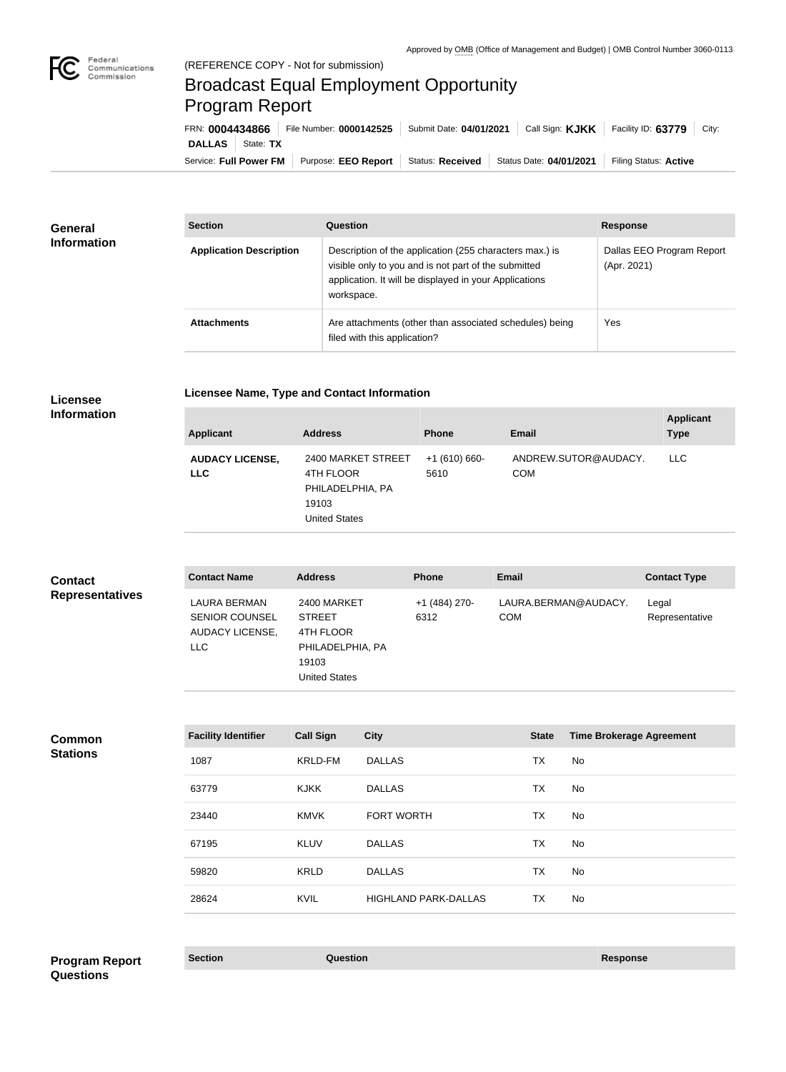Approved by OMB (Office of Management and Budget) | OMB Control Number 3060-0113

Federal Communications Commission

(REFERENCE COPY - Not for submission)

# Broadcast Equal Employment Opportunity Program Report

FRN: **0004434866** | File Number: **0000142525** | Submit Date: **04/01/2021** | Call Sign: **KJKK** | Facility ID: **63779** | City: **DALLAS** | State: **TX**

Service: **Full Power FM** | Purpose: **EEO Report** | Status: **Received** | Status Date: **04/01/2021** | Filing Status: **Active**

## General Information

| Section | Question | Response |
| --- | --- | --- |
| **Application Description** | Description of the application (255 characters max.) is visible only to you and is not part of the submitted application. It will be displayed in your Applications workspace. | Dallas EEO Program Report (Apr. 2021) |
| **Attachments** | Are attachments (other than associated schedules) being filed with this application? | Yes |

## Licensee Information

### Licensee Name, Type and Contact Information

| Applicant | Address | Phone | Email | Applicant Type |
| --- | --- | --- | --- | --- |
| **AUDACY LICENSE, LLC** | 2400 MARKET STREET 4TH FLOOR PHILADELPHIA, PA 19103 United States | +1 (610) 660-5610 | ANDREW.SUTOR@AUDACY.COM | LLC |

## Contact Representatives

| Contact Name | Address | Phone | Email | Contact Type |
| --- | --- | --- | --- | --- |
| LAURA BERMAN SENIOR COUNSEL AUDACY LICENSE, LLC | 2400 MARKET STREET 4TH FLOOR PHILADELPHIA, PA 19103 United States | +1 (484) 270-6312 | LAURA.BERMAN@AUDACY.COM | Legal Representative |

## Common Stations

| Facility Identifier | Call Sign | City | State | Time Brokerage Agreement |
| --- | --- | --- | --- | --- |
| 1087 | KRLD-FM | DALLAS | TX | No |
| 63779 | KJKK | DALLAS | TX | No |
| 23440 | KMVK | FORT WORTH | TX | No |
| 67195 | KLUV | DALLAS | TX | No |
| 59820 | KRLD | DALLAS | TX | No |
| 28624 | KVIL | HIGHLAND PARK-DALLAS | TX | No |

## Program Report Questions

| Section | Question | Response |
| --- | --- | --- |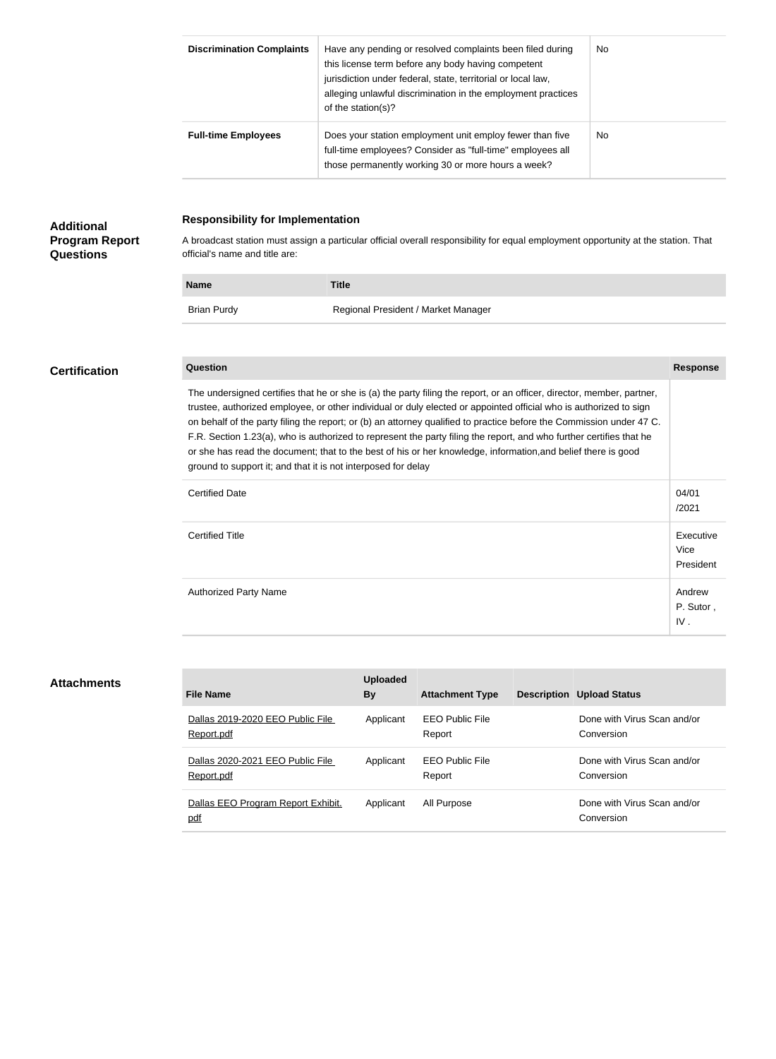| | | |
|---|---|---|
| **Discrimination Complaints** | Have any pending or resolved complaints been filed during this license term before any body having competent jurisdiction under federal, state, territorial or local law, alleging unlawful discrimination in the employment practices of the station(s)? | No |
| **Full-time Employees** | Does your station employment unit employ fewer than five full-time employees? Consider as "full-time" employees all those permanently working 30 or more hours a week? | No |

## Additional Program Report Questions

### Responsibility for Implementation

A broadcast station must assign a particular official overall responsibility for equal employment opportunity at the station. That official's name and title are:

| Name | Title |
|---|---|
| Brian Purdy | Regional President / Market Manager |

## Certification

| Question | Response |
|---|---|
| The undersigned certifies that he or she is (a) the party filing the report, or an officer, director, member, partner, trustee, authorized employee, or other individual or duly elected or appointed official who is authorized to sign on behalf of the party filing the report; or (b) an attorney qualified to practice before the Commission under 47 C. F.R. Section 1.23(a), who is authorized to represent the party filing the report, and who further certifies that he or she has read the document; that to the best of his or her knowledge, information,and belief there is good ground to support it; and that it is not interposed for delay | |
| Certified Date | 04/01/2021 |
| Certified Title | Executive Vice President |
| Authorized Party Name | Andrew P. Sutor , IV . |

## Attachments

| File Name | Uploaded By | Attachment Type | Description | Upload Status |
|---|---|---|---|---|
| Dallas 2019-2020 EEO Public File Report.pdf | Applicant | EEO Public File Report | | Done with Virus Scan and/or Conversion |
| Dallas 2020-2021 EEO Public File Report.pdf | Applicant | EEO Public File Report | | Done with Virus Scan and/or Conversion |
| Dallas EEO Program Report Exhibit.pdf | Applicant | All Purpose | | Done with Virus Scan and/or Conversion |